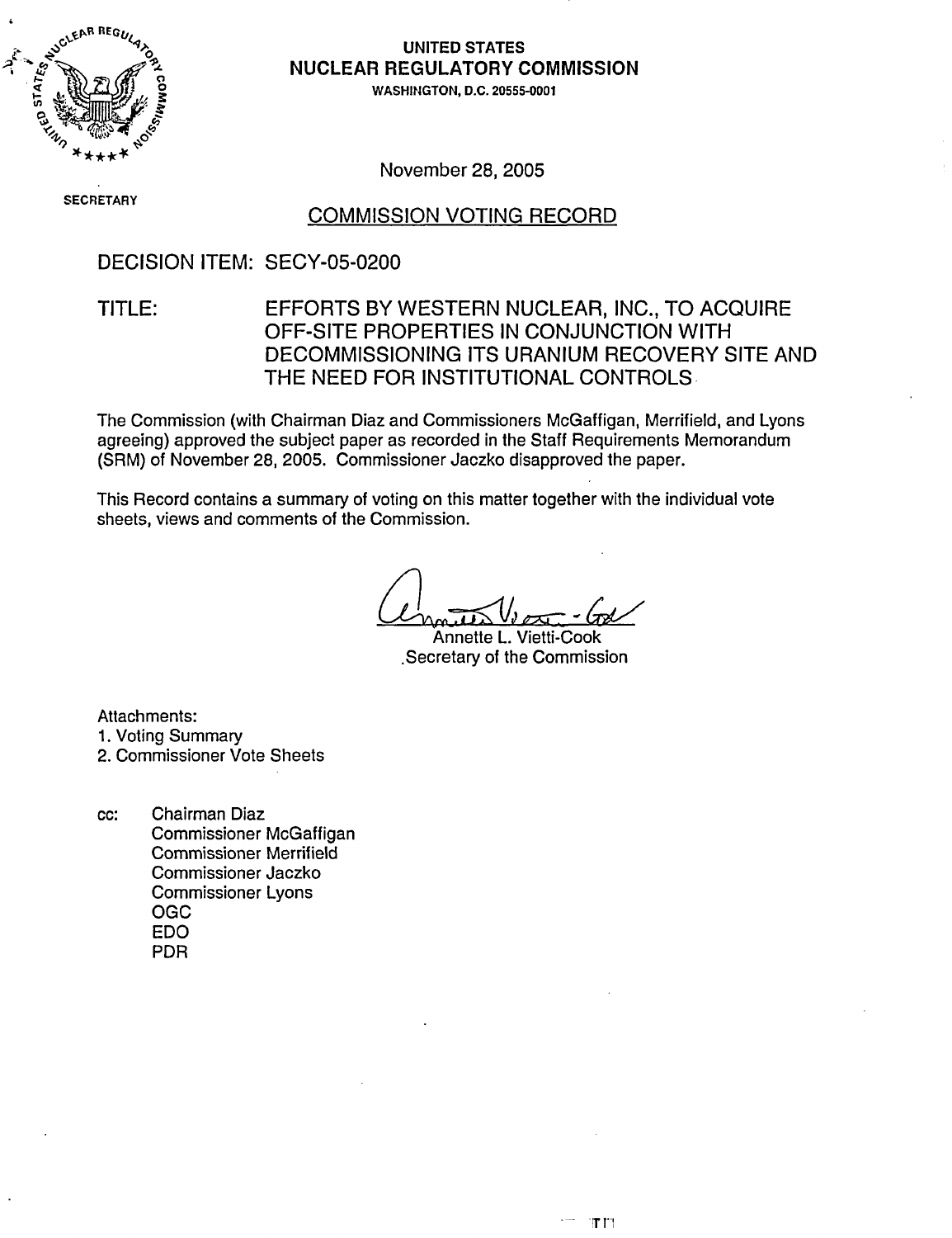UNITED STATES
**NUCLEAR REGULATORY COMMISSION**
WASHINGTON, D.C. 20555-0001

SECRETARY

November 28, 2005

## COMMISSION VOTING RECORD

DECISION ITEM: SECY-05-0200

TITLE: EFFORTS BY WESTERN NUCLEAR, INC., TO ACQUIRE OFF-SITE PROPERTIES IN CONJUNCTION WITH DECOMMISSIONING ITS URANIUM RECOVERY SITE AND THE NEED FOR INSTITUTIONAL CONTROLS

The Commission (with Chairman Diaz and Commissioners McGaffigan, Merrifield, and Lyons agreeing) approved the subject paper as recorded in the Staff Requirements Memorandum (SRM) of November 28, 2005. Commissioner Jaczko disapproved the paper.

This Record contains a summary of voting on this matter together with the individual vote sheets, views and comments of the Commission.

Annette L. Vietti-Cook
Secretary of the Commission

Attachments:
1. Voting Summary
2. Commissioner Vote Sheets

cc: Chairman Diaz
Commissioner McGaffigan
Commissioner Merrifield
Commissioner Jaczko
Commissioner Lyons
OGC
EDO
PDR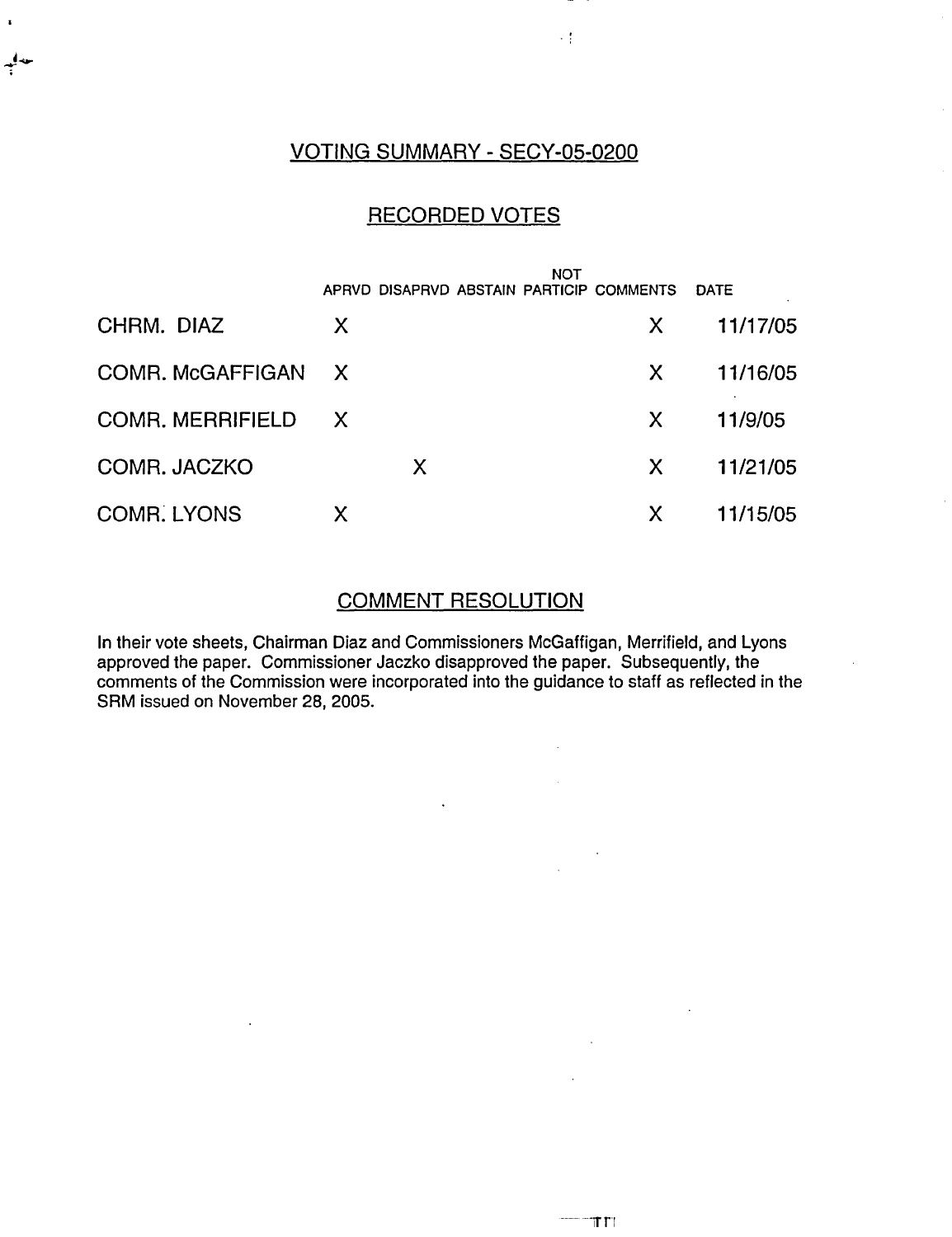## VOTING SUMMARY - SECY-05-0200

## RECORDED VOTES

| | APRVD | DISAPRVD | ABSTAIN | NOT PARTICIP | COMMENTS | DATE |
|---|---|---|---|---|---|---|
| CHRM. DIAZ | X | | | | X | 11/17/05 |
| COMR. McGAFFIGAN | X | | | | X | 11/16/05 |
| COMR. MERRIFIELD | X | | | | X | 11/9/05 |
| COMR. JACZKO | | X | | | X | 11/21/05 |
| COMR. LYONS | X | | | | X | 11/15/05 |

## COMMENT RESOLUTION

In their vote sheets, Chairman Diaz and Commissioners McGaffigan, Merrifield, and Lyons approved the paper. Commissioner Jaczko disapproved the paper. Subsequently, the comments of the Commission were incorporated into the guidance to staff as reflected in the SRM issued on November 28, 2005.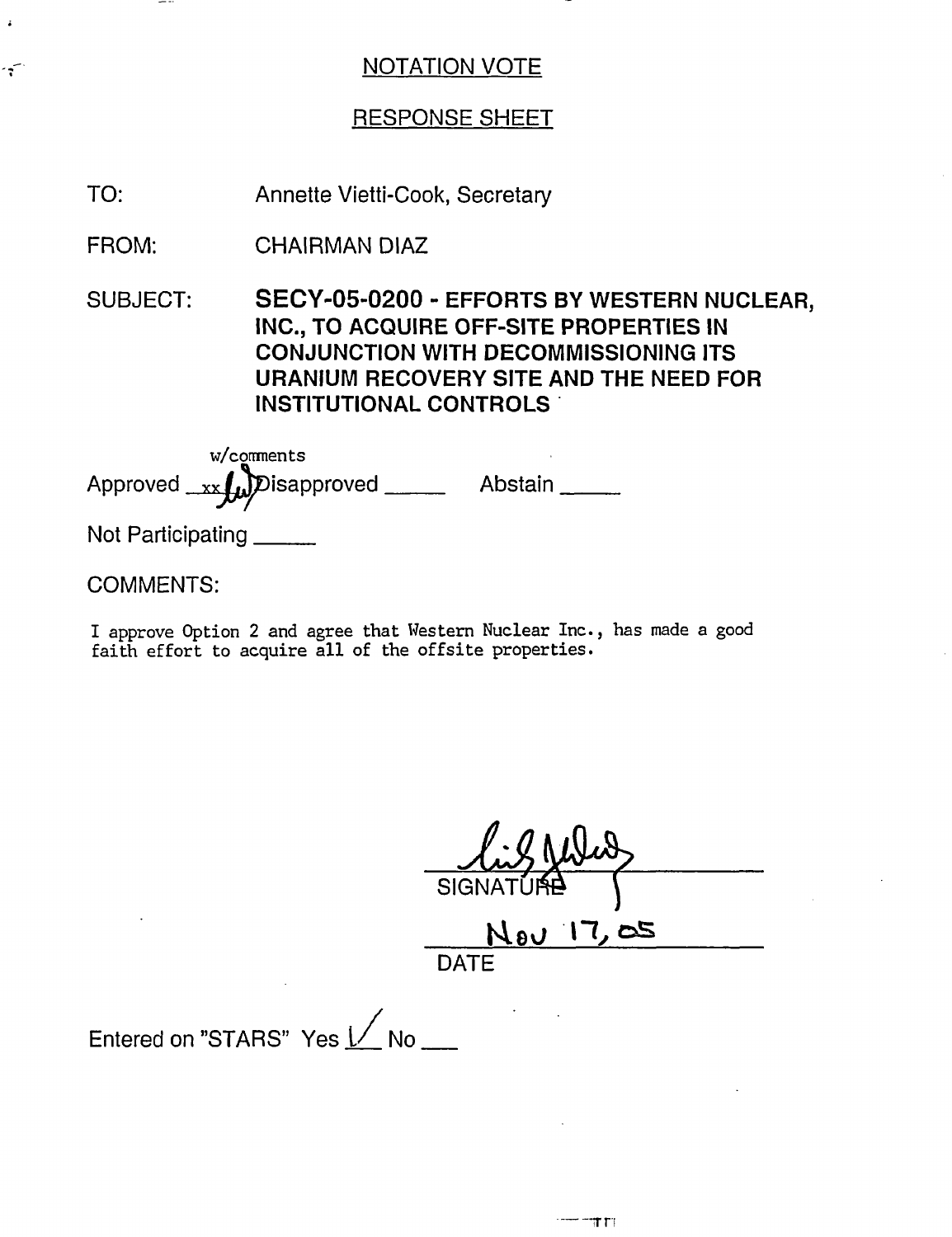NOTATION VOTE

RESPONSE SHEET

TO: Annette Vietti-Cook, Secretary

FROM: CHAIRMAN DIAZ

SUBJECT: **SECY-05-0200 - EFFORTS BY WESTERN NUCLEAR, INC., TO ACQUIRE OFF-SITE PROPERTIES IN CONJUNCTION WITH DECOMMISSIONING ITS URANIUM RECOVERY SITE AND THE NEED FOR INSTITUTIONAL CONTROLS**

Approved xx w/comments Disapproved _____ Abstain _____

Not Participating _____

COMMENTS:

I approve Option 2 and agree that Western Nuclear Inc., has made a good faith effort to acquire all of the offsite properties.

SIGNATURE

Nov 17, 05

DATE

Entered on "STARS" Yes ✓ No ___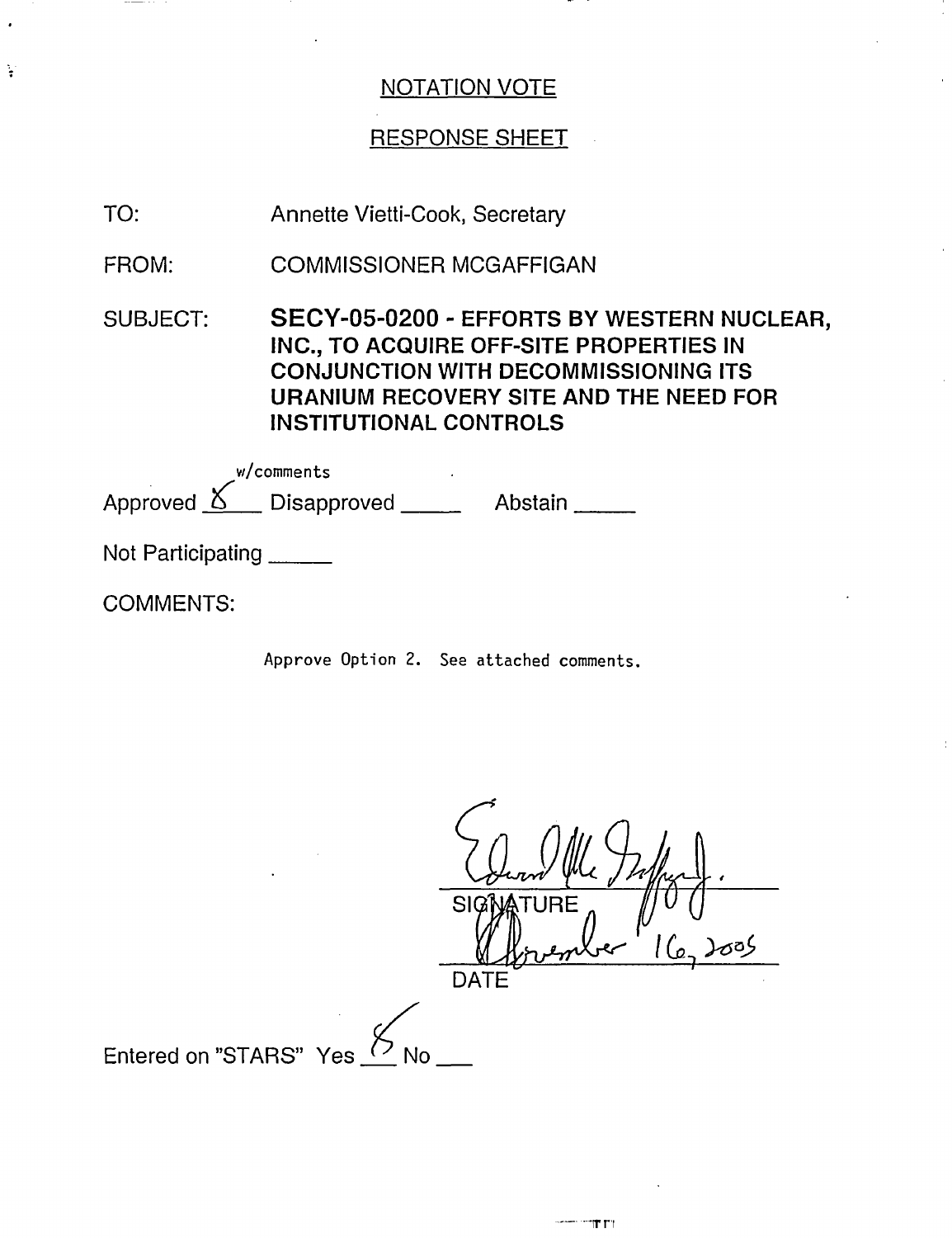NOTATION VOTE

RESPONSE SHEET

TO: Annette Vietti-Cook, Secretary

FROM: COMMISSIONER MCGAFFIGAN

SUBJECT: **SECY-05-0200 - EFFORTS BY WESTERN NUCLEAR, INC., TO ACQUIRE OFF-SITE PROPERTIES IN CONJUNCTION WITH DECOMMISSIONING ITS URANIUM RECOVERY SITE AND THE NEED FOR INSTITUTIONAL CONTROLS**

Approved X w/comments Disapproved _____ Abstain _____

Not Participating _____

COMMENTS:

Approve Option 2. See attached comments.

SIGNATURE

November 16, 2005

DATE

Entered on "STARS" Yes X No ___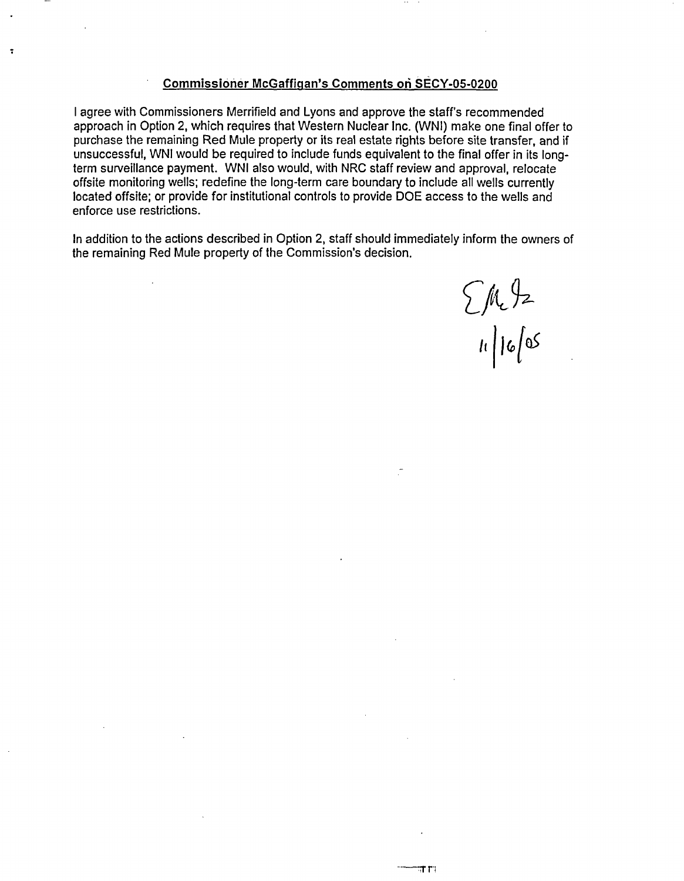## Commissioner McGaffigan's Comments on SECY-05-0200

I agree with Commissioners Merrifield and Lyons and approve the staff's recommended approach in Option 2, which requires that Western Nuclear Inc. (WNI) make one final offer to purchase the remaining Red Mule property or its real estate rights before site transfer, and if unsuccessful, WNI would be required to include funds equivalent to the final offer in its long-term surveillance payment. WNI also would, with NRC staff review and approval, relocate offsite monitoring wells; redefine the long-term care boundary to include all wells currently located offsite; or provide for institutional controls to provide DOE access to the wells and enforce use restrictions.

In addition to the actions described in Option 2, staff should immediately inform the owners of the remaining Red Mule property of the Commission's decision.

EMcG
11/16/05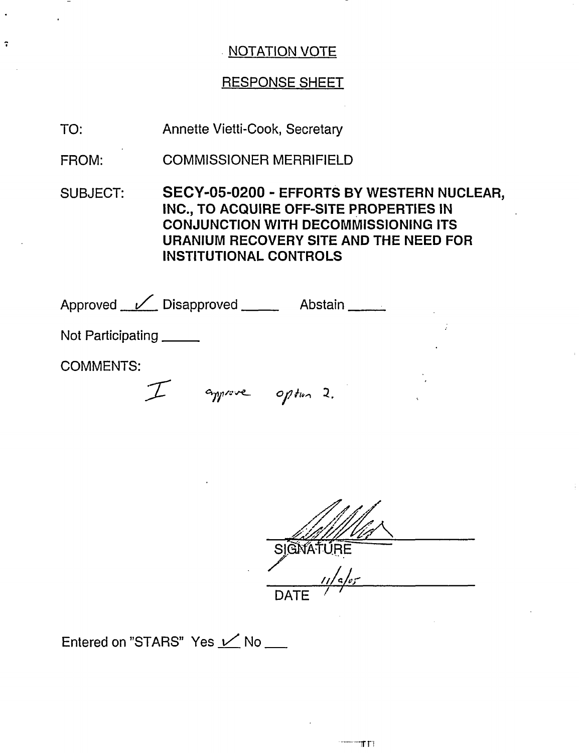## NOTATION VOTE

## RESPONSE SHEET

TO: Annette Vietti-Cook, Secretary

FROM: COMMISSIONER MERRIFIELD

SUBJECT: **SECY-05-0200 - EFFORTS BY WESTERN NUCLEAR, INC., TO ACQUIRE OFF-SITE PROPERTIES IN CONJUNCTION WITH DECOMMISSIONING ITS URANIUM RECOVERY SITE AND THE NEED FOR INSTITUTIONAL CONTROLS**

Approved ✓ Disapproved _____ Abstain _____

Not Participating _____

COMMENTS:

I approve option 2.

SIGNATURE

11/4/05
DATE

Entered on "STARS" Yes ✓ No ___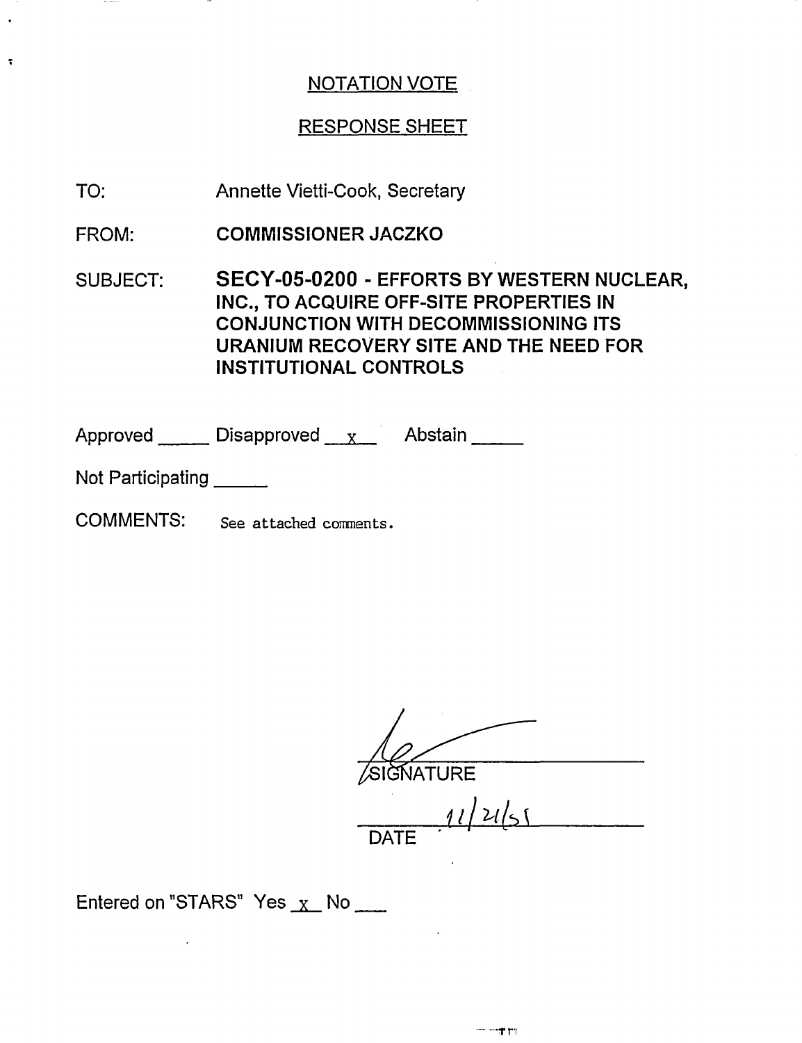## NOTATION VOTE

## RESPONSE SHEET

TO: Annette Vietti-Cook, Secretary

FROM: **COMMISSIONER JACZKO**

SUBJECT: **SECY-05-0200 - EFFORTS BY WESTERN NUCLEAR, INC., TO ACQUIRE OFF-SITE PROPERTIES IN CONJUNCTION WITH DECOMMISSIONING ITS URANIUM RECOVERY SITE AND THE NEED FOR INSTITUTIONAL CONTROLS**

Approved _____ Disapproved __x__ Abstain _____

Not Participating _____

COMMENTS: See attached comments.

SIGNATURE

11/21/05

DATE

Entered on "STARS" Yes _x_ No ___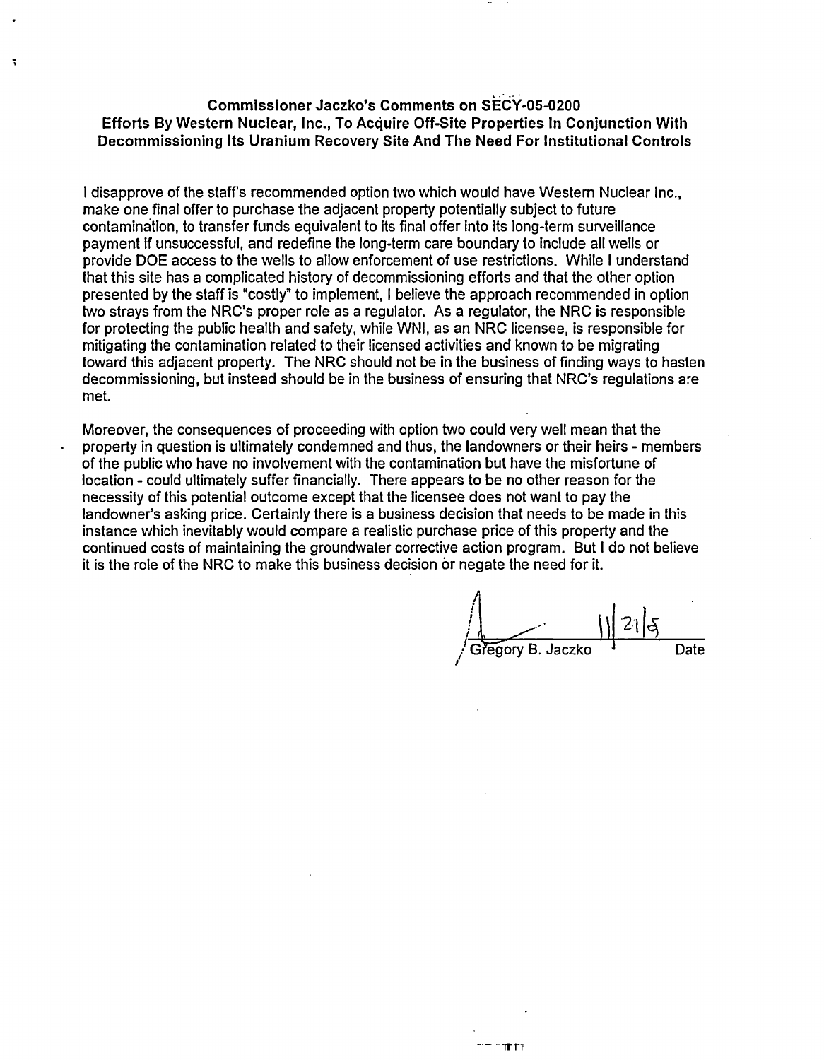**Commissioner Jaczko's Comments on SECY-05-0200**
**Efforts By Western Nuclear, Inc., To Acquire Off-Site Properties In Conjunction With Decommissioning Its Uranium Recovery Site And The Need For Institutional Controls**

I disapprove of the staff's recommended option two which would have Western Nuclear Inc., make one final offer to purchase the adjacent property potentially subject to future contamination, to transfer funds equivalent to its final offer into its long-term surveillance payment if unsuccessful, and redefine the long-term care boundary to include all wells or provide DOE access to the wells to allow enforcement of use restrictions. While I understand that this site has a complicated history of decommissioning efforts and that the other option presented by the staff is "costly" to implement, I believe the approach recommended in option two strays from the NRC's proper role as a regulator. As a regulator, the NRC is responsible for protecting the public health and safety, while WNI, as an NRC licensee, is responsible for mitigating the contamination related to their licensed activities and known to be migrating toward this adjacent property. The NRC should not be in the business of finding ways to hasten decommissioning, but instead should be in the business of ensuring that NRC's regulations are met.

Moreover, the consequences of proceeding with option two could very well mean that the property in question is ultimately condemned and thus, the landowners or their heirs - members of the public who have no involvement with the contamination but have the misfortune of location - could ultimately suffer financially. There appears to be no other reason for the necessity of this potential outcome except that the licensee does not want to pay the landowner's asking price. Certainly there is a business decision that needs to be made in this instance which inevitably would compare a realistic purchase price of this property and the continued costs of maintaining the groundwater corrective action program. But I do not believe it is the role of the NRC to make this business decision or negate the need for it.

Gregory B. Jaczko 11/21/5
Date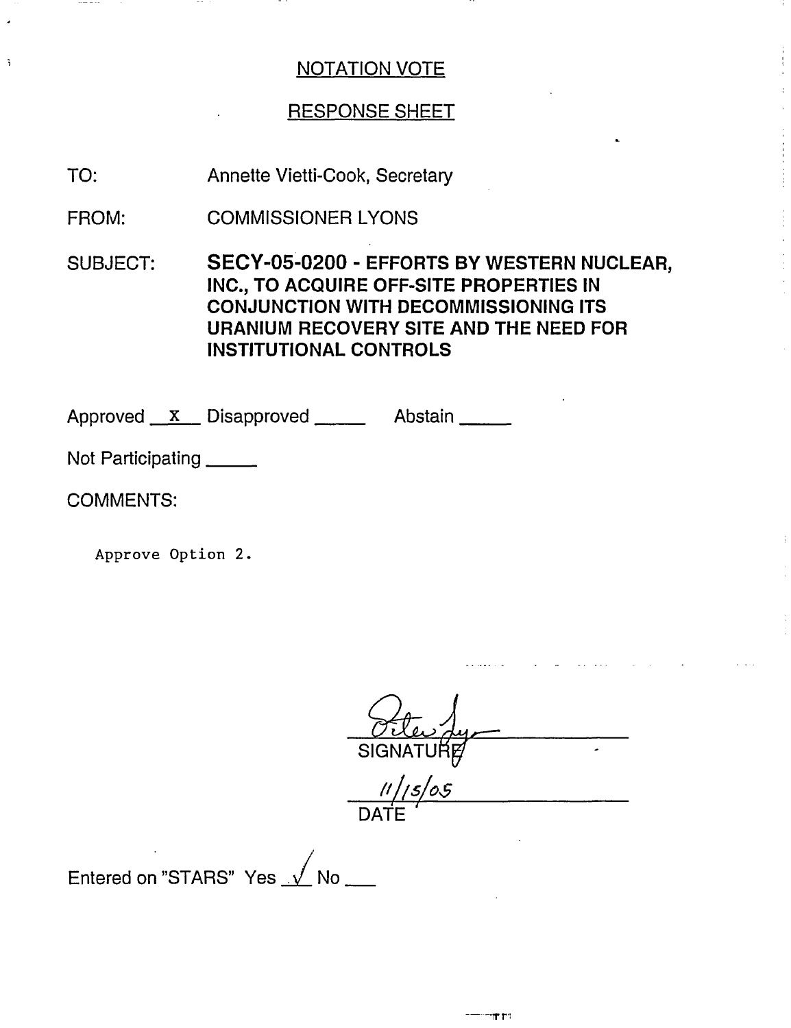## NOTATION VOTE

## RESPONSE SHEET

TO: Annette Vietti-Cook, Secretary

FROM: COMMISSIONER LYONS

SUBJECT: **SECY-05-0200 - EFFORTS BY WESTERN NUCLEAR, INC., TO ACQUIRE OFF-SITE PROPERTIES IN CONJUNCTION WITH DECOMMISSIONING ITS URANIUM RECOVERY SITE AND THE NEED FOR INSTITUTIONAL CONTROLS**

Approved __X__ Disapproved _____ Abstain _____

Not Participating _____

COMMENTS:

Approve Option 2.

Peter Lyons
SIGNATURE

11/15/05
DATE

Entered on "STARS" Yes ✓ No ___